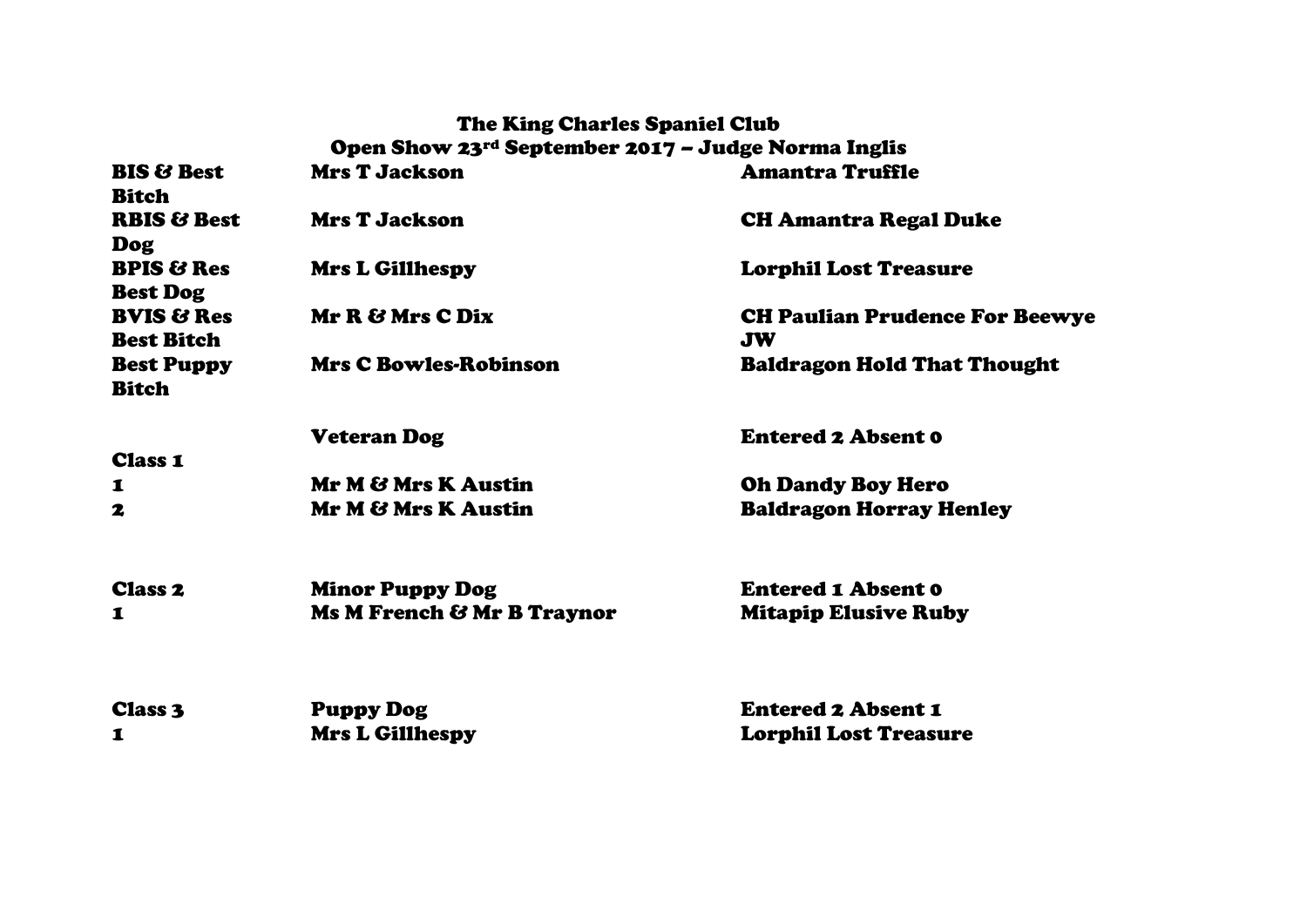# The King Charles Spaniel Club

## Open Show 23rd September 2017 – Judge Norma Inglis

| | | |
|---|---|---|
| **BIS & Best Bitch** | **Mrs T Jackson** | **Amantra Truffle** |
| **RBIS & Best Dog** | **Mrs T Jackson** | **CH Amantra Regal Duke** |
| **BPIS & Res Best Dog** | **Mrs L Gillhespy** | **Lorphil Lost Treasure** |
| **BVIS & Res Best Bitch** | **Mr R & Mrs C Dix** | **CH Paulian Prudence For Beewye JW** |
| **Best Puppy Bitch** | **Mrs C Bowles-Robinson** | **Baldragon Hold That Thought** |

| | | |
|---|---|---|
| **Class 1** | **Veteran Dog** | **Entered 2 Absent 0** |
| **1** | **Mr M & Mrs K Austin** | **Oh Dandy Boy Hero** |
| **2** | **Mr M & Mrs K Austin** | **Baldragon Horray Henley** |

| | | |
|---|---|---|
| **Class 2** | **Minor Puppy Dog** | **Entered 1 Absent 0** |
| **1** | **Ms M French & Mr B Traynor** | **Mitapip Elusive Ruby** |

| | | |
|---|---|---|
| **Class 3** | **Puppy Dog** | **Entered 2 Absent 1** |
| **1** | **Mrs L Gillhespy** | **Lorphil Lost Treasure** |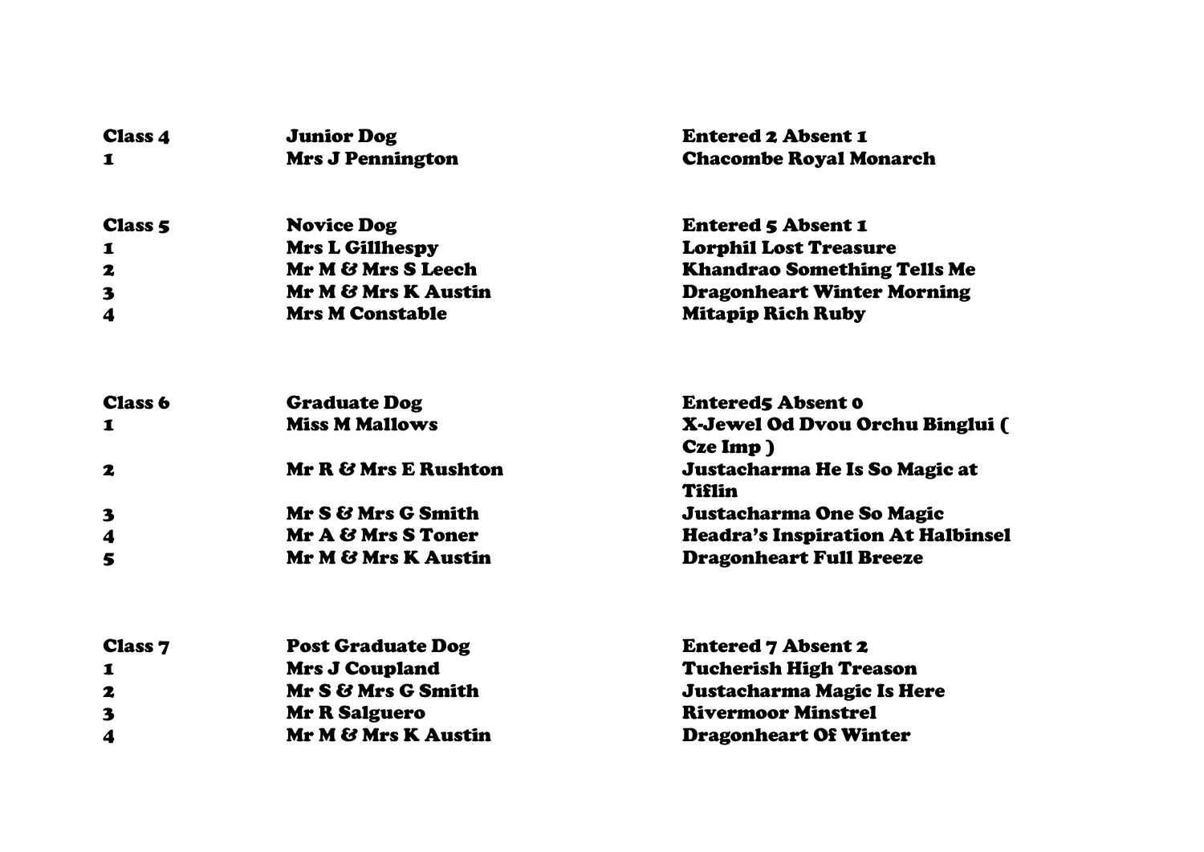| Class 4 | Junior Dog | Entered 2 Absent 1 |
|---|---|---|
| 1 | Mrs J Pennington | Chacombe Royal Monarch |

| Class 5 | Novice Dog | Entered 5 Absent 1 |
|---|---|---|
| 1 | Mrs L Gillhespy | Lorphil Lost Treasure |
| 2 | Mr M & Mrs S Leech | Khandrao Something Tells Me |
| 3 | Mr M & Mrs K Austin | Dragonheart Winter Morning |
| 4 | Mrs M Constable | Mitapip Rich Ruby |

| Class 6 | Graduate Dog | Entered5 Absent 0 |
|---|---|---|
| 1 | Miss M Mallows | X-Jewel Od Dvou Orchu Binglui ( Cze Imp ) |
| 2 | Mr R & Mrs E Rushton | Justacharma He Is So Magic at Tiflin |
| 3 | Mr S & Mrs G Smith | Justacharma One So Magic |
| 4 | Mr A & Mrs S Toner | Headra's Inspiration At Halbinsel |
| 5 | Mr M & Mrs K Austin | Dragonheart Full Breeze |

| Class 7 | Post Graduate Dog | Entered 7 Absent 2 |
|---|---|---|
| 1 | Mrs J Coupland | Tucherish High Treason |
| 2 | Mr S & Mrs G Smith | Justacharma Magic Is Here |
| 3 | Mr R Salguero | Rivermoor Minstrel |
| 4 | Mr M & Mrs K Austin | Dragonheart Of Winter |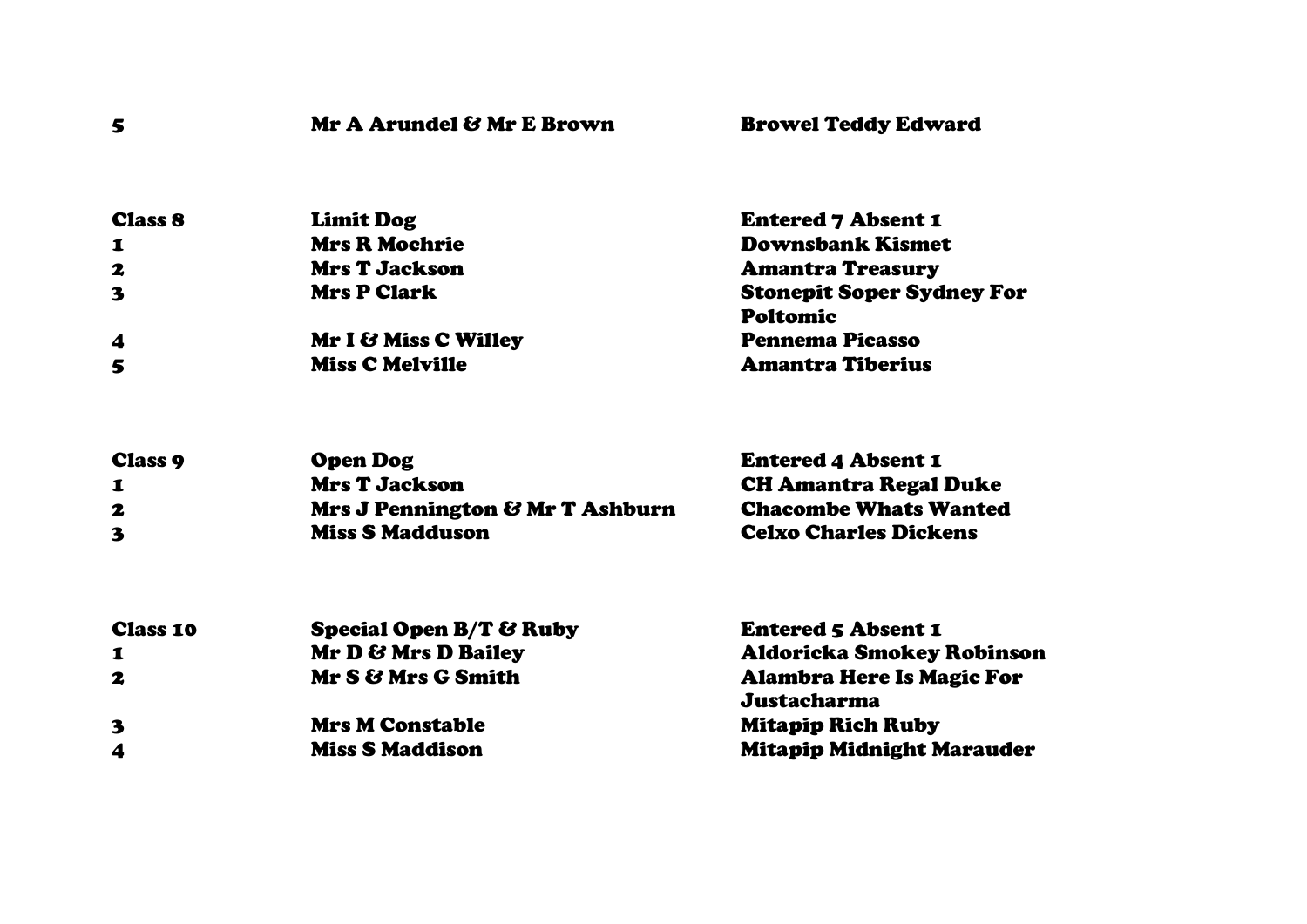| | | |
|---|---|---|
| 5 | Mr A Arundel & Mr E Brown | Browel Teddy Edward |

| | | |
|---|---|---|
| **Class 8** | **Limit Dog** | **Entered 7 Absent 1** |
| 1 | Mrs R Mochrie | Downsbank Kismet |
| 2 | Mrs T Jackson | Amantra Treasury |
| 3 | Mrs P Clark | Stonepit Soper Sydney For Poltomic |
| 4 | Mr I & Miss C Willey | Pennema Picasso |
| 5 | Miss C Melville | Amantra Tiberius |

| | | |
|---|---|---|
| **Class 9** | **Open Dog** | **Entered 4 Absent 1** |
| 1 | Mrs T Jackson | CH Amantra Regal Duke |
| 2 | Mrs J Pennington & Mr T Ashburn | Chacombe Whats Wanted |
| 3 | Miss S Madduson | Celxo Charles Dickens |

| | | |
|---|---|---|
| **Class 10** | **Special Open B/T & Ruby** | **Entered 5 Absent 1** |
| 1 | Mr D & Mrs D Bailey | Aldoricka Smokey Robinson |
| 2 | Mr S & Mrs G Smith | Alambra Here Is Magic For Justacharma |
| 3 | Mrs M Constable | Mitapip Rich Ruby |
| 4 | Miss S Maddison | Mitapip Midnight Marauder |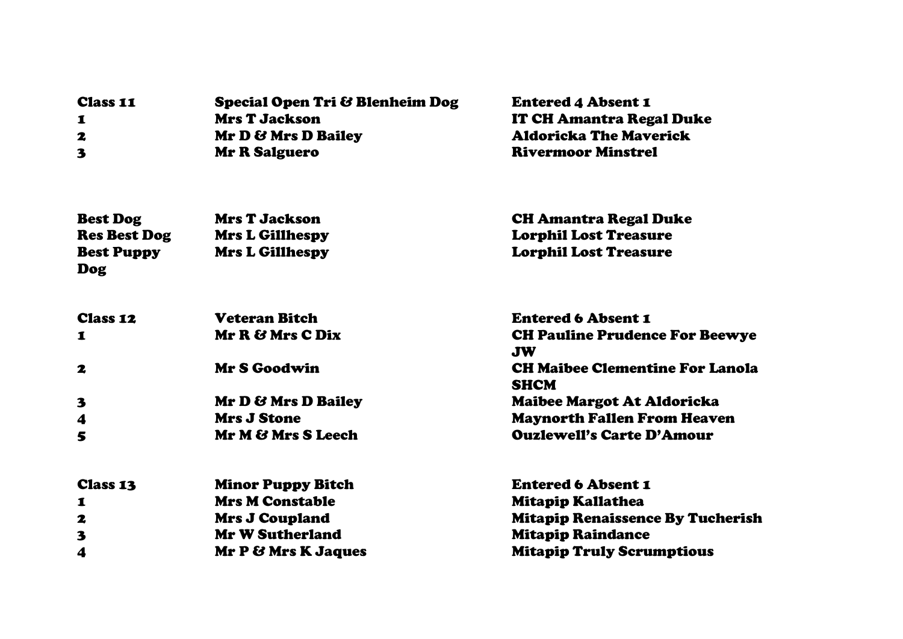| | | |
|---|---|---|
| **Class 11** | **Special Open Tri & Blenheim Dog** | **Entered 4 Absent 1** |
| **1** | **Mrs T Jackson** | **IT CH Amantra Regal Duke** |
| **2** | **Mr D & Mrs D Bailey** | **Aldoricka The Maverick** |
| **3** | **Mr R Salguero** | **Rivermoor Minstrel** |

| | | |
|---|---|---|
| **Best Dog** | **Mrs T Jackson** | **CH Amantra Regal Duke** |
| **Res Best Dog** | **Mrs L Gillhespy** | **Lorphil Lost Treasure** |
| **Best Puppy Dog** | **Mrs L Gillhespy** | **Lorphil Lost Treasure** |

| | | |
|---|---|---|
| **Class 12** | **Veteran Bitch** | **Entered 6 Absent 1** |
| **1** | **Mr R & Mrs C Dix** | **CH Pauline Prudence For Beewye JW** |
| **2** | **Mr S Goodwin** | **CH Maibee Clementine For Lanola SHCM** |
| **3** | **Mr D & Mrs D Bailey** | **Maibee Margot At Aldoricka** |
| **4** | **Mrs J Stone** | **Maynorth Fallen From Heaven** |
| **5** | **Mr M & Mrs S Leech** | **Ouzlewell's Carte D'Amour** |

| | | |
|---|---|---|
| **Class 13** | **Minor Puppy Bitch** | **Entered 6 Absent 1** |
| **1** | **Mrs M Constable** | **Mitapip Kallathea** |
| **2** | **Mrs J Coupland** | **Mitapip Renaissence By Tucherish** |
| **3** | **Mr W Sutherland** | **Mitapip Raindance** |
| **4** | **Mr P & Mrs K Jaques** | **Mitapip Truly Scrumptious** |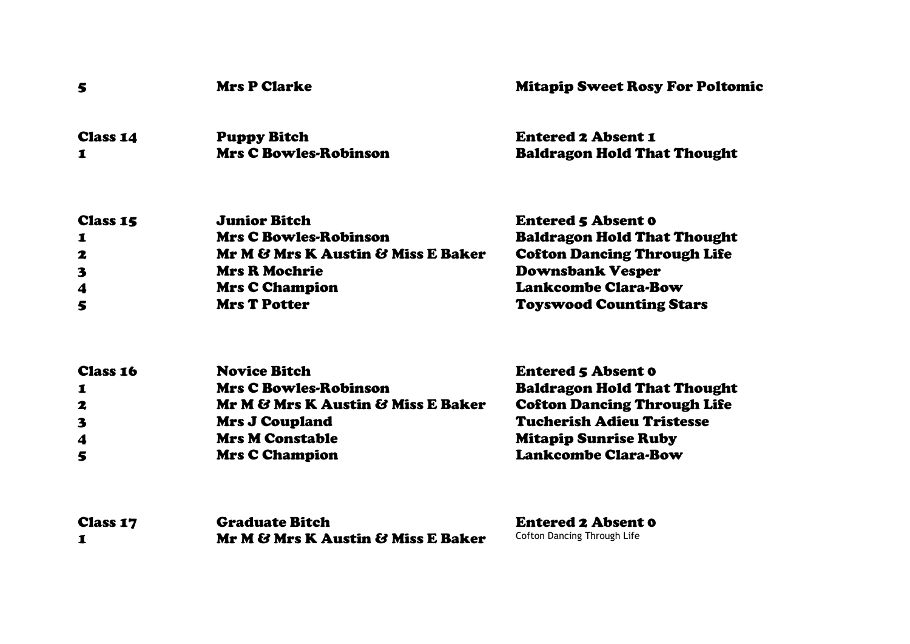| | | |
|---|---|---|
| **5** | **Mrs P Clarke** | **Mitapip Sweet Rosy For Poltomic** |
| | | |
| **Class 14** | **Puppy Bitch** | **Entered 2 Absent 1** |
| **1** | **Mrs C Bowles-Robinson** | **Baldragon Hold That Thought** |
| | | |
| **Class 15** | **Junior Bitch** | **Entered 5 Absent 0** |
| **1** | **Mrs C Bowles-Robinson** | **Baldragon Hold That Thought** |
| **2** | **Mr M & Mrs K Austin & Miss E Baker** | **Cofton Dancing Through Life** |
| **3** | **Mrs R Mochrie** | **Downsbank Vesper** |
| **4** | **Mrs C Champion** | **Lankcombe Clara-Bow** |
| **5** | **Mrs T Potter** | **Toyswood Counting Stars** |
| | | |
| **Class 16** | **Novice Bitch** | **Entered 5 Absent 0** |
| **1** | **Mrs C Bowles-Robinson** | **Baldragon Hold That Thought** |
| **2** | **Mr M & Mrs K Austin & Miss E Baker** | **Cofton Dancing Through Life** |
| **3** | **Mrs J Coupland** | **Tucherish Adieu Tristesse** |
| **4** | **Mrs M Constable** | **Mitapip Sunrise Ruby** |
| **5** | **Mrs C Champion** | **Lankcombe Clara-Bow** |
| | | |
| **Class 17** | **Graduate Bitch** | **Entered 2 Absent 0** |
| **1** | **Mr M & Mrs K Austin & Miss E Baker** | Cofton Dancing Through Life |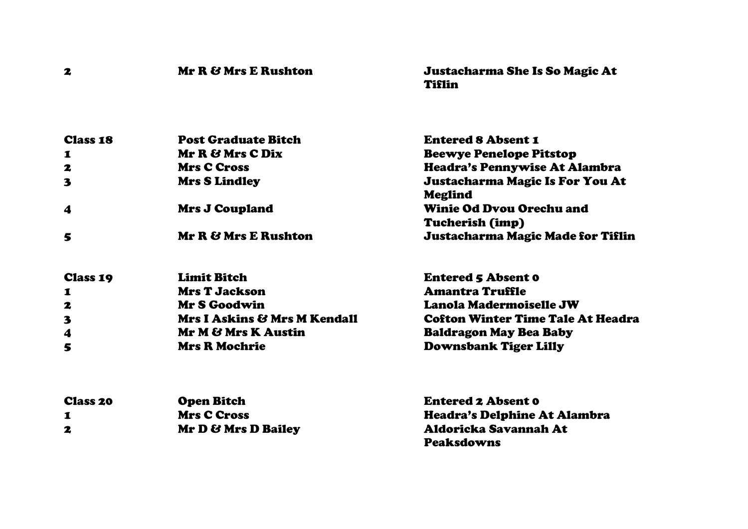| | | |
|---|---|---|
| 2 | Mr R & Mrs E Rushton | Justacharma She Is So Magic At Tiflin |

| Class 18 | Post Graduate Bitch | Entered 8 Absent 1 |
|---|---|---|
| 1 | Mr R & Mrs C Dix | Beewye Penelope Pitstop |
| 2 | Mrs C Cross | Headra's Pennywise At Alambra |
| 3 | Mrs S Lindley | Justacharma Magic Is For You At Meglind |
| 4 | Mrs J Coupland | Winie Od Dvou Orechu and Tucherish (imp) |
| 5 | Mr R & Mrs E Rushton | Justacharma Magic Made for Tiflin |

| Class 19 | Limit Bitch | Entered 5 Absent 0 |
|---|---|---|
| 1 | Mrs T Jackson | Amantra Truffle |
| 2 | Mr S Goodwin | Lanola Madermoiselle JW |
| 3 | Mrs I Askins & Mrs M Kendall | Cofton Winter Time Tale At Headra |
| 4 | Mr M & Mrs K Austin | Baldragon May Bea Baby |
| 5 | Mrs R Mochrie | Downsbank Tiger Lilly |

| Class 20 | Open Bitch | Entered 2 Absent 0 |
|---|---|---|
| 1 | Mrs C Cross | Headra's Delphine At Alambra |
| 2 | Mr D & Mrs D Bailey | Aldoricka Savannah At Peaksdowns |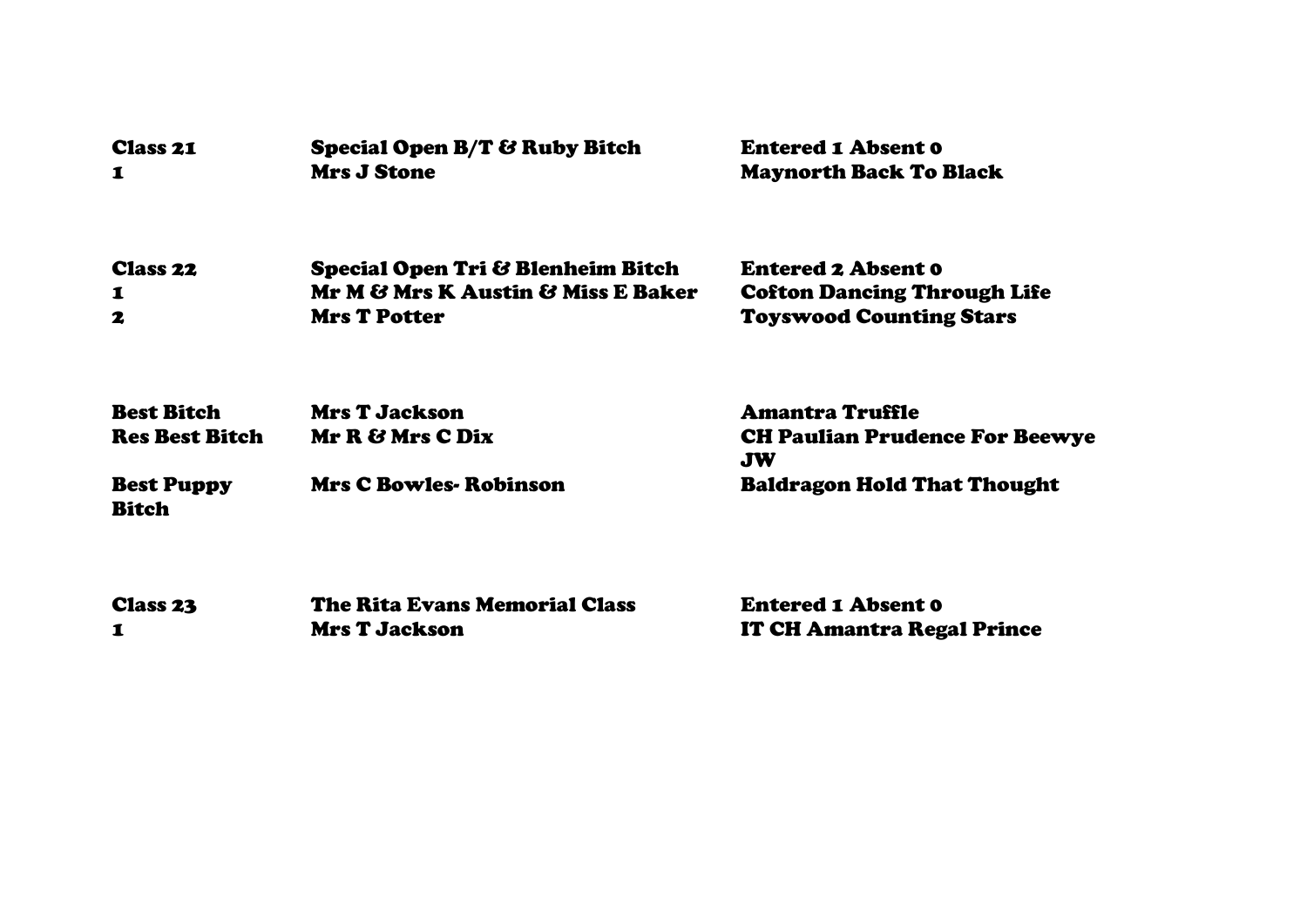| | | |
|---|---|---|
| **Class 21** | **Special Open B/T & Ruby Bitch** | **Entered 1 Absent 0** |
| **1** | **Mrs J Stone** | **Maynorth Back To Black** |

| | | |
|---|---|---|
| **Class 22** | **Special Open Tri & Blenheim Bitch** | **Entered 2 Absent 0** |
| **1** | **Mr M & Mrs K Austin & Miss E Baker** | **Cofton Dancing Through Life** |
| **2** | **Mrs T Potter** | **Toyswood Counting Stars** |

| | | |
|---|---|---|
| **Best Bitch** | **Mrs T Jackson** | **Amantra Truffle** |
| **Res Best Bitch** | **Mr R & Mrs C Dix** | **CH Paulian Prudence For Beewye JW** |
| **Best Puppy Bitch** | **Mrs C Bowles- Robinson** | **Baldragon Hold That Thought** |

| | | |
|---|---|---|
| **Class 23** | **The Rita Evans Memorial Class** | **Entered 1 Absent 0** |
| **1** | **Mrs T Jackson** | **IT CH Amantra Regal Prince** |